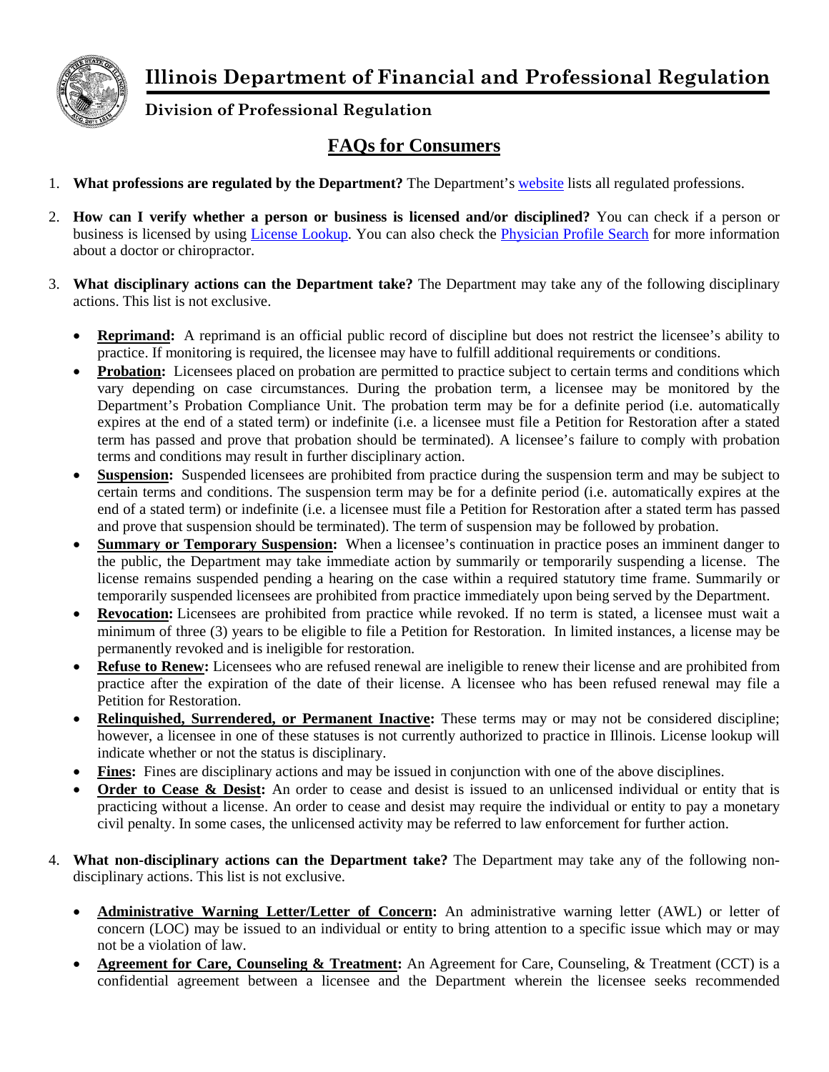# Illinois Department of Financial and Professional Regulation

## Division of Professional Regulation

## FAQs for Consumers

1. **What professions are regulated by the Department?** The Department's website lists all regulated professions.

2. **How can I verify whether a person or business is licensed and/or disciplined?** You can check if a person or business is licensed by using License Lookup. You can also check the Physician Profile Search for more information about a doctor or chiropractor.

3. **What disciplinary actions can the Department take?** The Department may take any of the following disciplinary actions. This list is not exclusive.

   - **Reprimand:** A reprimand is an official public record of discipline but does not restrict the licensee's ability to practice. If monitoring is required, the licensee may have to fulfill additional requirements or conditions.
   - **Probation:** Licensees placed on probation are permitted to practice subject to certain terms and conditions which vary depending on case circumstances. During the probation term, a licensee may be monitored by the Department's Probation Compliance Unit. The probation term may be for a definite period (i.e. automatically expires at the end of a stated term) or indefinite (i.e. a licensee must file a Petition for Restoration after a stated term has passed and prove that probation should be terminated). A licensee's failure to comply with probation terms and conditions may result in further disciplinary action.
   - **Suspension:** Suspended licensees are prohibited from practice during the suspension term and may be subject to certain terms and conditions. The suspension term may be for a definite period (i.e. automatically expires at the end of a stated term) or indefinite (i.e. a licensee must file a Petition for Restoration after a stated term has passed and prove that suspension should be terminated). The term of suspension may be followed by probation.
   - **Summary or Temporary Suspension:** When a licensee's continuation in practice poses an imminent danger to the public, the Department may take immediate action by summarily or temporarily suspending a license. The license remains suspended pending a hearing on the case within a required statutory time frame. Summarily or temporarily suspended licensees are prohibited from practice immediately upon being served by the Department.
   - **Revocation:** Licensees are prohibited from practice while revoked. If no term is stated, a licensee must wait a minimum of three (3) years to be eligible to file a Petition for Restoration. In limited instances, a license may be permanently revoked and is ineligible for restoration.
   - **Refuse to Renew:** Licensees who are refused renewal are ineligible to renew their license and are prohibited from practice after the expiration of the date of their license. A licensee who has been refused renewal may file a Petition for Restoration.
   - **Relinquished, Surrendered, or Permanent Inactive:** These terms may or may not be considered discipline; however, a licensee in one of these statuses is not currently authorized to practice in Illinois. License lookup will indicate whether or not the status is disciplinary.
   - **Fines:** Fines are disciplinary actions and may be issued in conjunction with one of the above disciplines.
   - **Order to Cease & Desist:** An order to cease and desist is issued to an unlicensed individual or entity that is practicing without a license. An order to cease and desist may require the individual or entity to pay a monetary civil penalty. In some cases, the unlicensed activity may be referred to law enforcement for further action.

4. **What non-disciplinary actions can the Department take?** The Department may take any of the following non-disciplinary actions. This list is not exclusive.

   - **Administrative Warning Letter/Letter of Concern:** An administrative warning letter (AWL) or letter of concern (LOC) may be issued to an individual or entity to bring attention to a specific issue which may or may not be a violation of law.
   - **Agreement for Care, Counseling & Treatment:** An Agreement for Care, Counseling, & Treatment (CCT) is a confidential agreement between a licensee and the Department wherein the licensee seeks recommended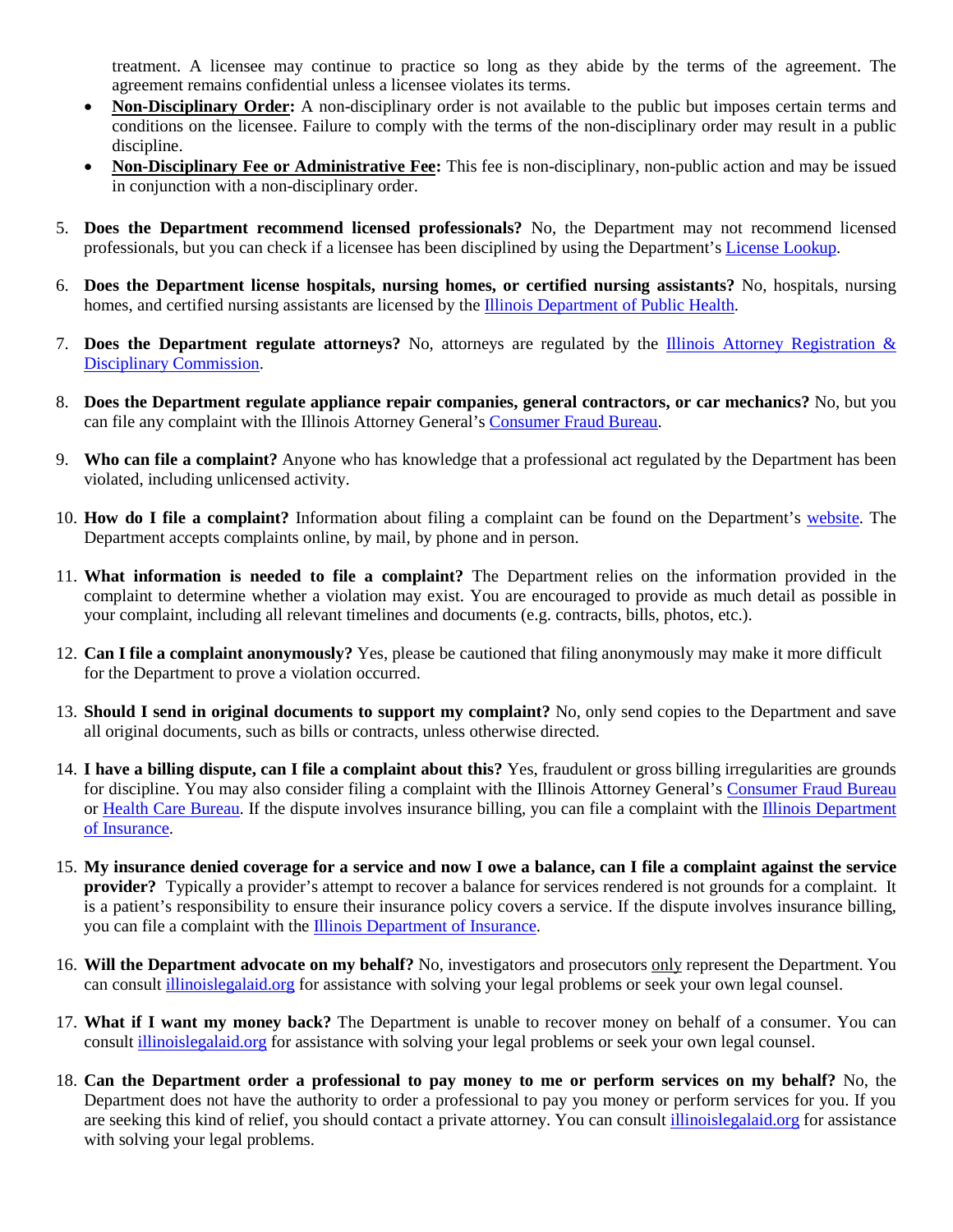treatment. A licensee may continue to practice so long as they abide by the terms of the agreement. The agreement remains confidential unless a licensee violates its terms.

- **Non-Disciplinary Order:** A non-disciplinary order is not available to the public but imposes certain terms and conditions on the licensee. Failure to comply with the terms of the non-disciplinary order may result in a public discipline.
- **Non-Disciplinary Fee or Administrative Fee:** This fee is non-disciplinary, non-public action and may be issued in conjunction with a non-disciplinary order.

5. **Does the Department recommend licensed professionals?** No, the Department may not recommend licensed professionals, but you can check if a licensee has been disciplined by using the Department's License Lookup.

6. **Does the Department license hospitals, nursing homes, or certified nursing assistants?** No, hospitals, nursing homes, and certified nursing assistants are licensed by the Illinois Department of Public Health.

7. **Does the Department regulate attorneys?** No, attorneys are regulated by the Illinois Attorney Registration & Disciplinary Commission.

8. **Does the Department regulate appliance repair companies, general contractors, or car mechanics?** No, but you can file any complaint with the Illinois Attorney General's Consumer Fraud Bureau.

9. **Who can file a complaint?** Anyone who has knowledge that a professional act regulated by the Department has been violated, including unlicensed activity.

10. **How do I file a complaint?** Information about filing a complaint can be found on the Department's website. The Department accepts complaints online, by mail, by phone and in person.

11. **What information is needed to file a complaint?** The Department relies on the information provided in the complaint to determine whether a violation may exist. You are encouraged to provide as much detail as possible in your complaint, including all relevant timelines and documents (e.g. contracts, bills, photos, etc.).

12. **Can I file a complaint anonymously?** Yes, please be cautioned that filing anonymously may make it more difficult for the Department to prove a violation occurred.

13. **Should I send in original documents to support my complaint?** No, only send copies to the Department and save all original documents, such as bills or contracts, unless otherwise directed.

14. **I have a billing dispute, can I file a complaint about this?** Yes, fraudulent or gross billing irregularities are grounds for discipline. You may also consider filing a complaint with the Illinois Attorney General's Consumer Fraud Bureau or Health Care Bureau. If the dispute involves insurance billing, you can file a complaint with the Illinois Department of Insurance.

15. **My insurance denied coverage for a service and now I owe a balance, can I file a complaint against the service provider?** Typically a provider's attempt to recover a balance for services rendered is not grounds for a complaint. It is a patient's responsibility to ensure their insurance policy covers a service. If the dispute involves insurance billing, you can file a complaint with the Illinois Department of Insurance.

16. **Will the Department advocate on my behalf?** No, investigators and prosecutors only represent the Department. You can consult illinoislegalaid.org for assistance with solving your legal problems or seek your own legal counsel.

17. **What if I want my money back?** The Department is unable to recover money on behalf of a consumer. You can consult illinoislegalaid.org for assistance with solving your legal problems or seek your own legal counsel.

18. **Can the Department order a professional to pay money to me or perform services on my behalf?** No, the Department does not have the authority to order a professional to pay you money or perform services for you. If you are seeking this kind of relief, you should contact a private attorney. You can consult illinoislegalaid.org for assistance with solving your legal problems.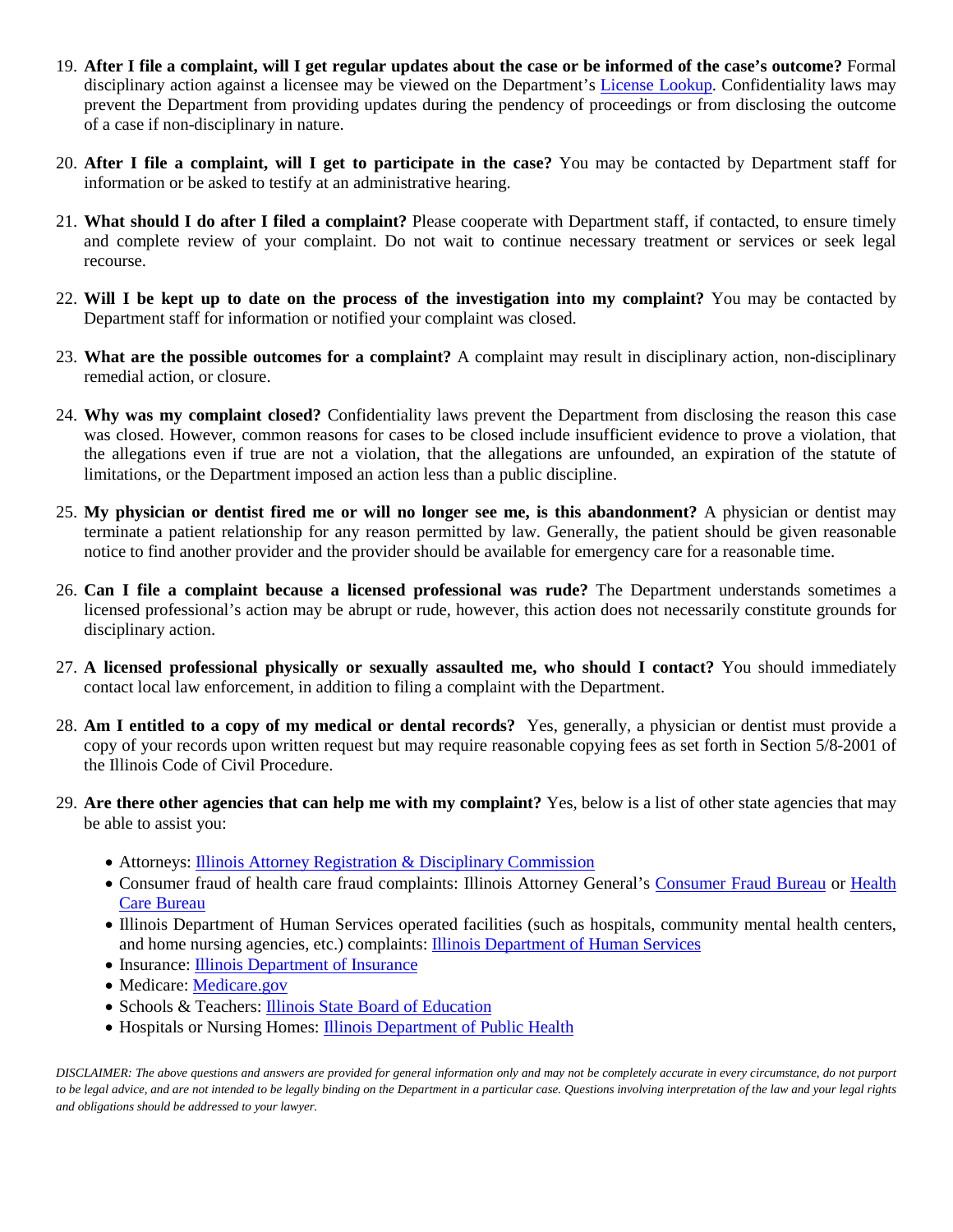19. **After I file a complaint, will I get regular updates about the case or be informed of the case's outcome?** Formal disciplinary action against a licensee may be viewed on the Department's License Lookup. Confidentiality laws may prevent the Department from providing updates during the pendency of proceedings or from disclosing the outcome of a case if non-disciplinary in nature.

20. **After I file a complaint, will I get to participate in the case?** You may be contacted by Department staff for information or be asked to testify at an administrative hearing.

21. **What should I do after I filed a complaint?** Please cooperate with Department staff, if contacted, to ensure timely and complete review of your complaint. Do not wait to continue necessary treatment or services or seek legal recourse.

22. **Will I be kept up to date on the process of the investigation into my complaint?** You may be contacted by Department staff for information or notified your complaint was closed.

23. **What are the possible outcomes for a complaint?** A complaint may result in disciplinary action, non-disciplinary remedial action, or closure.

24. **Why was my complaint closed?** Confidentiality laws prevent the Department from disclosing the reason this case was closed. However, common reasons for cases to be closed include insufficient evidence to prove a violation, that the allegations even if true are not a violation, that the allegations are unfounded, an expiration of the statute of limitations, or the Department imposed an action less than a public discipline.

25. **My physician or dentist fired me or will no longer see me, is this abandonment?** A physician or dentist may terminate a patient relationship for any reason permitted by law. Generally, the patient should be given reasonable notice to find another provider and the provider should be available for emergency care for a reasonable time.

26. **Can I file a complaint because a licensed professional was rude?** The Department understands sometimes a licensed professional's action may be abrupt or rude, however, this action does not necessarily constitute grounds for disciplinary action.

27. **A licensed professional physically or sexually assaulted me, who should I contact?** You should immediately contact local law enforcement, in addition to filing a complaint with the Department.

28. **Am I entitled to a copy of my medical or dental records?** Yes, generally, a physician or dentist must provide a copy of your records upon written request but may require reasonable copying fees as set forth in Section 5/8-2001 of the Illinois Code of Civil Procedure.

29. **Are there other agencies that can help me with my complaint?** Yes, below is a list of other state agencies that may be able to assist you:

    - Attorneys: Illinois Attorney Registration & Disciplinary Commission
    - Consumer fraud of health care fraud complaints: Illinois Attorney General's Consumer Fraud Bureau or Health Care Bureau
    - Illinois Department of Human Services operated facilities (such as hospitals, community mental health centers, and home nursing agencies, etc.) complaints: Illinois Department of Human Services
    - Insurance: Illinois Department of Insurance
    - Medicare: Medicare.gov
    - Schools & Teachers: Illinois State Board of Education
    - Hospitals or Nursing Homes: Illinois Department of Public Health

*DISCLAIMER: The above questions and answers are provided for general information only and may not be completely accurate in every circumstance, do not purport to be legal advice, and are not intended to be legally binding on the Department in a particular case. Questions involving interpretation of the law and your legal rights and obligations should be addressed to your lawyer.*